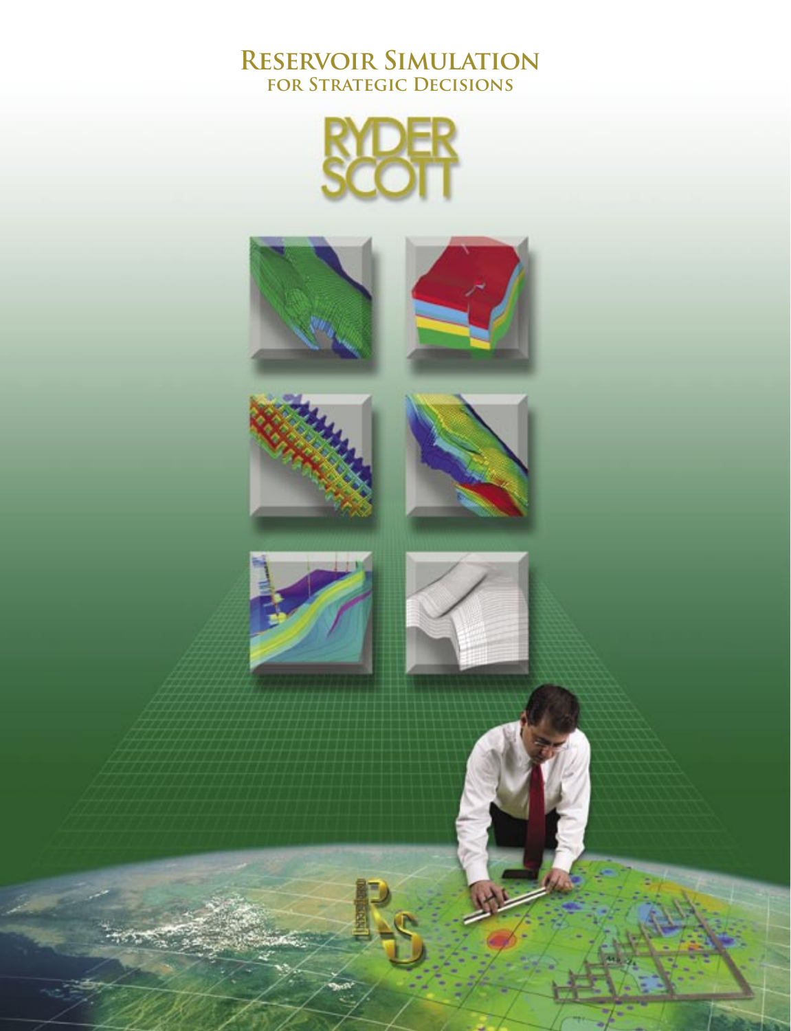# Reservoir Simulation

## for Strategic Decisions

RYDER SCOTT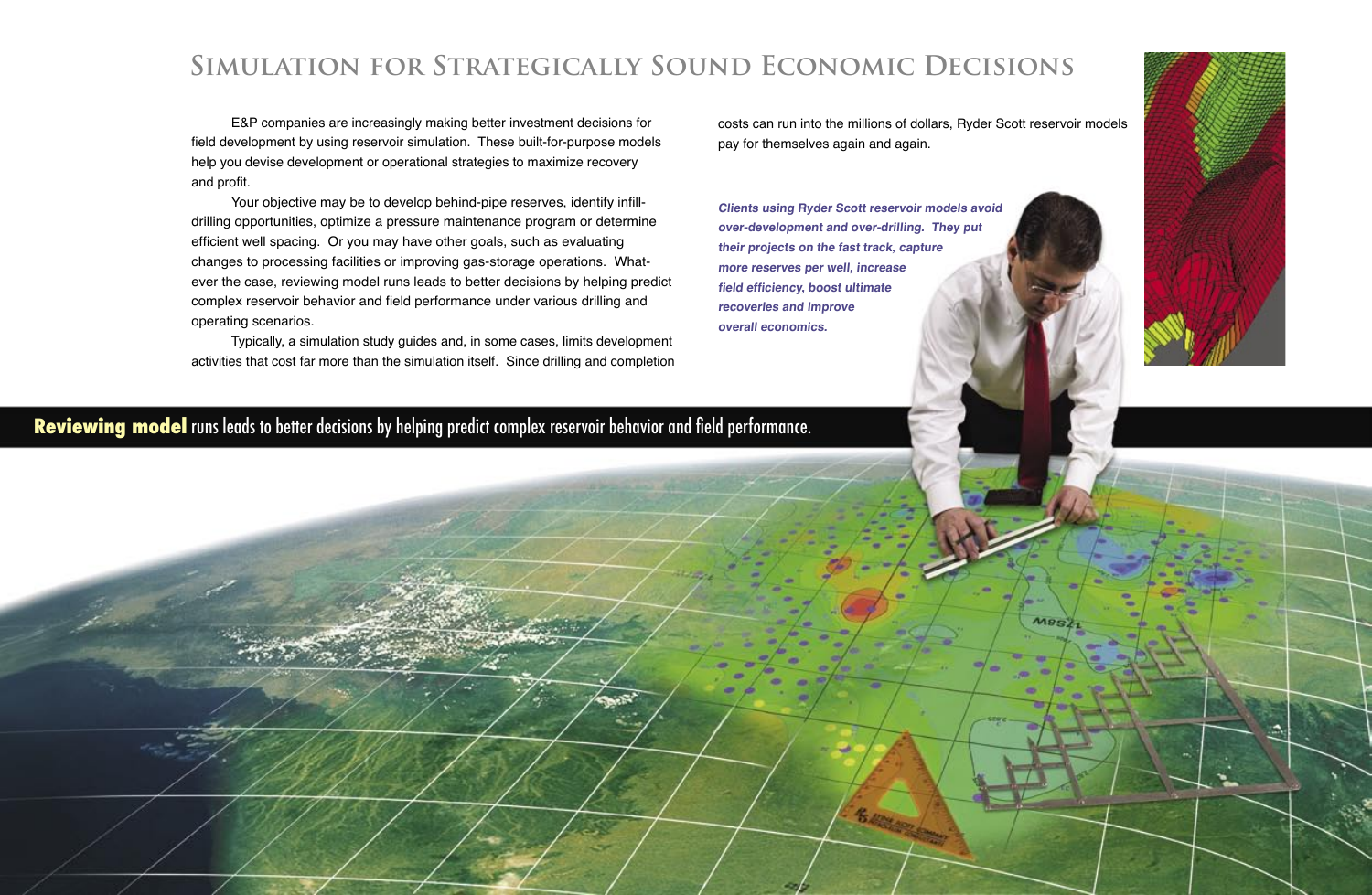# Simulation for Strategically Sound Economic Decisions

E&P companies are increasingly making better investment decisions for field development by using reservoir simulation. These built-for-purpose models help you devise development or operational strategies to maximize recovery and profit.

Your objective may be to develop behind-pipe reserves, identify infill-drilling opportunities, optimize a pressure maintenance program or determine efficient well spacing. Or you may have other goals, such as evaluating changes to processing facilities or improving gas-storage operations. Whatever the case, reviewing model runs leads to better decisions by helping predict complex reservoir behavior and field performance under various drilling and operating scenarios.

Typically, a simulation study guides and, in some cases, limits development activities that cost far more than the simulation itself. Since drilling and completion costs can run into the millions of dollars, Ryder Scott reservoir models pay for themselves again and again.

***Clients using Ryder Scott reservoir models avoid over-development and over-drilling. They put their projects on the fast track, capture more reserves per well, increase field efficiency, boost ultimate recoveries and improve overall economics.***

**Reviewing model** runs leads to better decisions by helping predict complex reservoir behavior and field performance.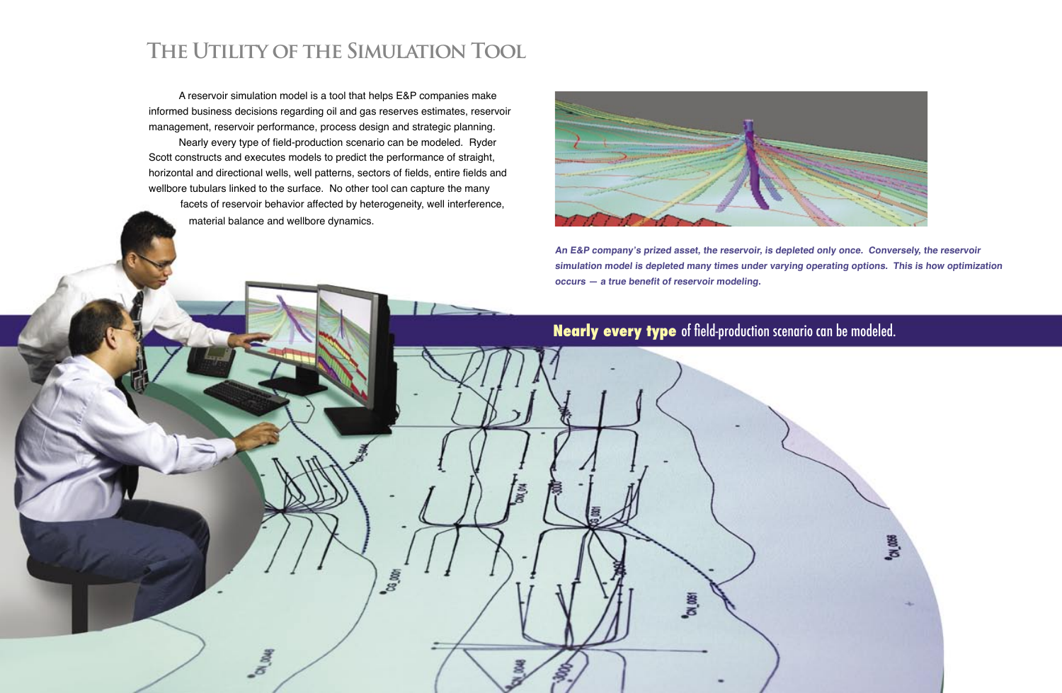# The Utility of the Simulation Tool

A reservoir simulation model is a tool that helps E&P companies make informed business decisions regarding oil and gas reserves estimates, reservoir management, reservoir performance, process design and strategic planning.

Nearly every type of field-production scenario can be modeled. Ryder Scott constructs and executes models to predict the performance of straight, horizontal and directional wells, well patterns, sectors of fields, entire fields and wellbore tubulars linked to the surface. No other tool can capture the many facets of reservoir behavior affected by heterogeneity, well interference, material balance and wellbore dynamics.

***An E&P company's prized asset, the reservoir, is depleted only once. Conversely, the reservoir simulation model is depleted many times under varying operating options. This is how optimization occurs — a true benefit of reservoir modeling.***

**Nearly every type** of field-production scenario can be modeled.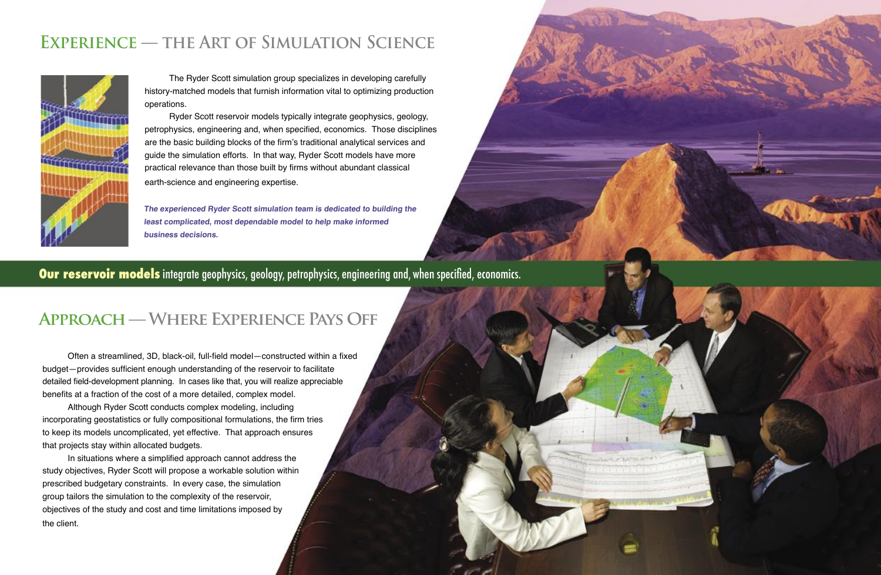## Experience — the Art of Simulation Science

The Ryder Scott simulation group specializes in developing carefully history-matched models that furnish information vital to optimizing production operations.

Ryder Scott reservoir models typically integrate geophysics, geology, petrophysics, engineering and, when specified, economics. Those disciplines are the basic building blocks of the firm's traditional analytical services and guide the simulation efforts. In that way, Ryder Scott models have more practical relevance than those built by firms without abundant classical earth-science and engineering expertise.

***The experienced Ryder Scott simulation team is dedicated to building the least complicated, most dependable model to help make informed business decisions.***

**Our reservoir models** integrate geophysics, geology, petrophysics, engineering and, when specified, economics.

## Approach — Where Experience Pays Off

Often a streamlined, 3D, black-oil, full-field model—constructed within a fixed budget—provides sufficient enough understanding of the reservoir to facilitate detailed field-development planning. In cases like that, you will realize appreciable benefits at a fraction of the cost of a more detailed, complex model.

Although Ryder Scott conducts complex modeling, including incorporating geostatistics or fully compositional formulations, the firm tries to keep its models uncomplicated, yet effective. That approach ensures that projects stay within allocated budgets.

In situations where a simplified approach cannot address the study objectives, Ryder Scott will propose a workable solution within prescribed budgetary constraints. In every case, the simulation group tailors the simulation to the complexity of the reservoir, objectives of the study and cost and time limitations imposed by the client.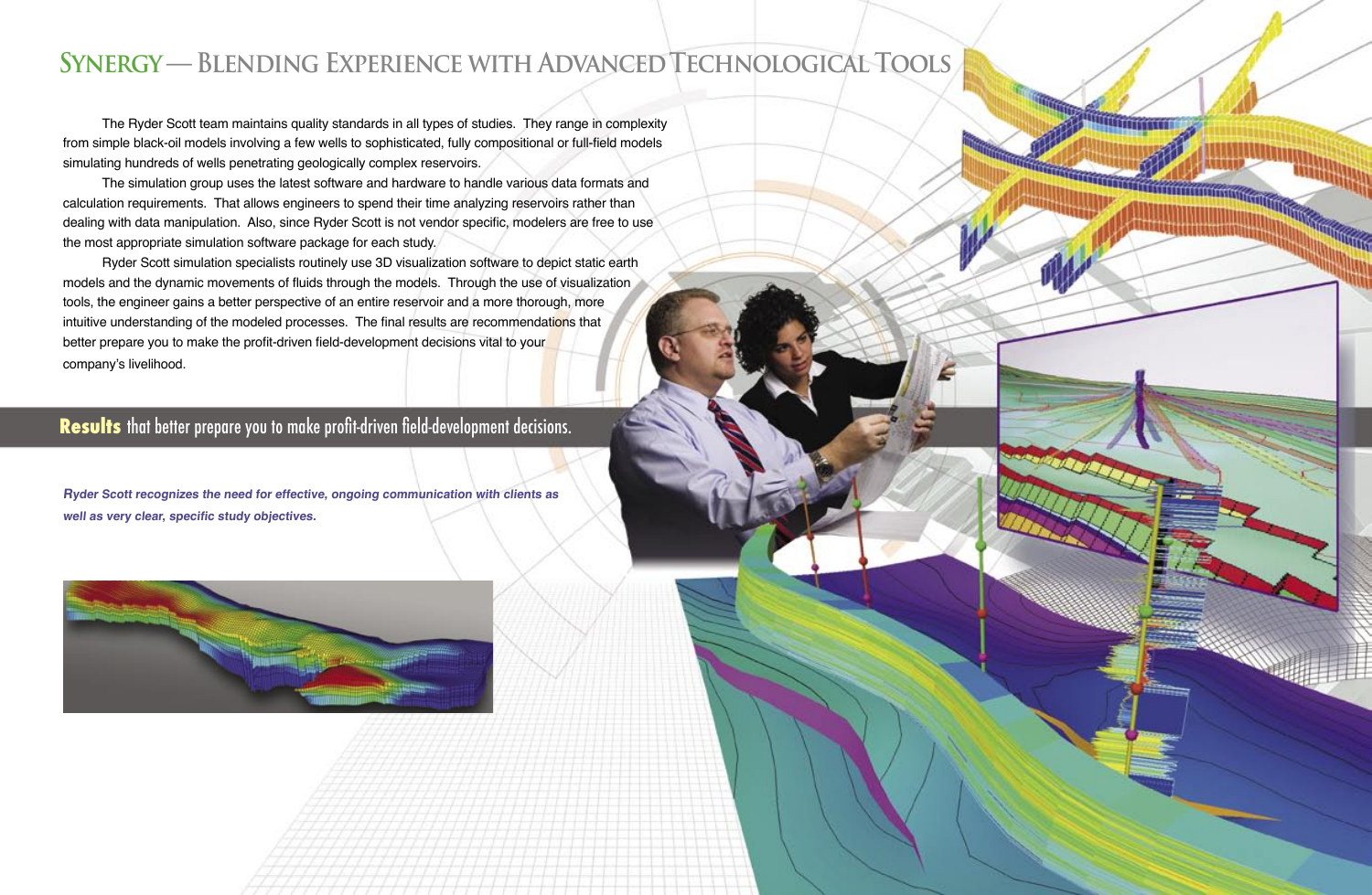# Synergy — Blending Experience with Advanced Technological Tools

The Ryder Scott team maintains quality standards in all types of studies. They range in complexity from simple black-oil models involving a few wells to sophisticated, fully compositional or full-field models simulating hundreds of wells penetrating geologically complex reservoirs.

The simulation group uses the latest software and hardware to handle various data formats and calculation requirements. That allows engineers to spend their time analyzing reservoirs rather than dealing with data manipulation. Also, since Ryder Scott is not vendor specific, modelers are free to use the most appropriate simulation software package for each study.

Ryder Scott simulation specialists routinely use 3D visualization software to depict static earth models and the dynamic movements of fluids through the models. Through the use of visualization tools, the engineer gains a better perspective of an entire reservoir and a more thorough, more intuitive understanding of the modeled processes. The final results are recommendations that better prepare you to make the profit-driven field-development decisions vital to your company's livelihood.

## **Results** that better prepare you to make profit-driven field-development decisions.

***Ryder Scott recognizes the need for effective, ongoing communication with clients as well as very clear, specific study objectives.***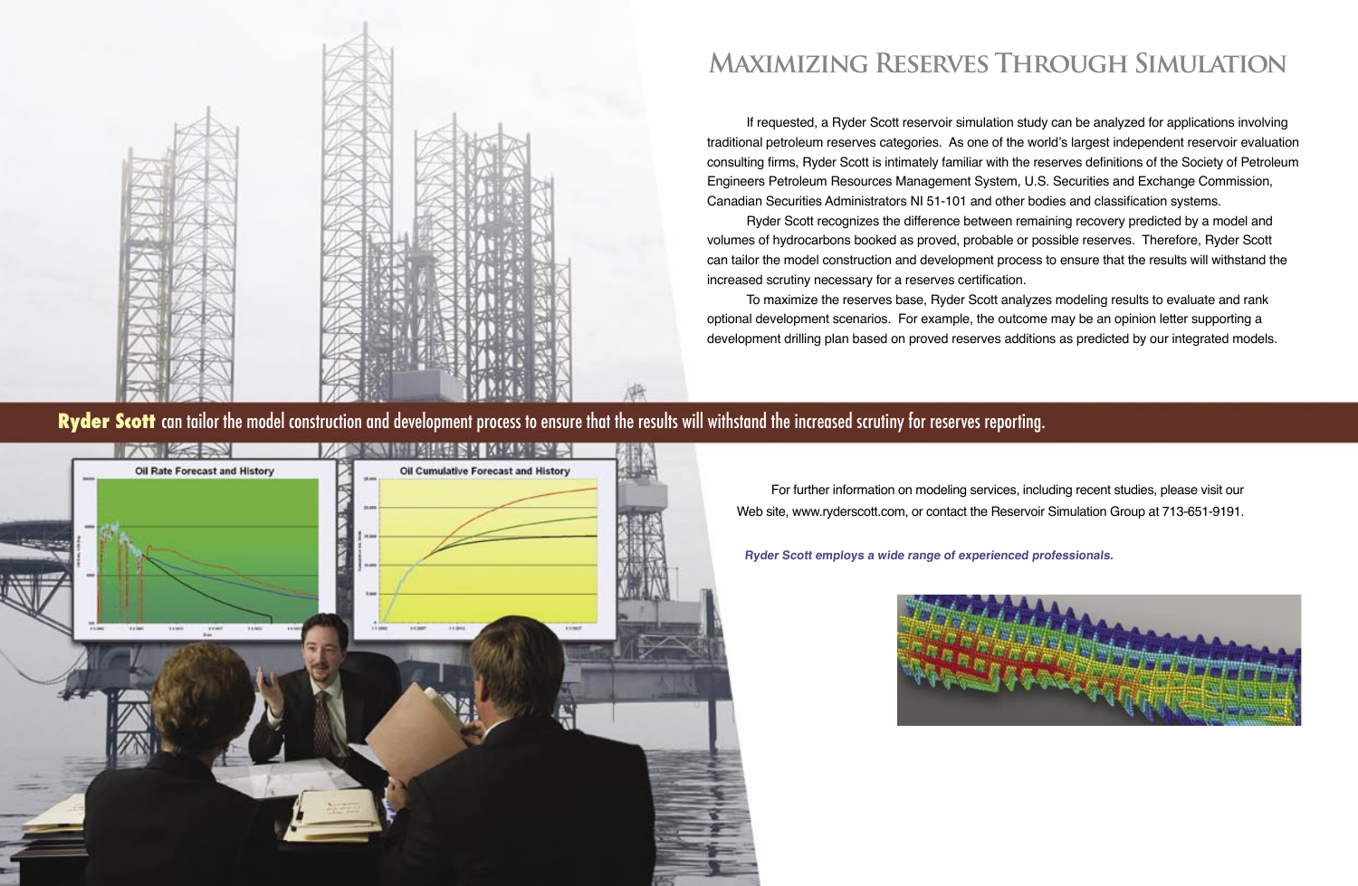# Maximizing Reserves Through Simulation

If requested, a Ryder Scott reservoir simulation study can be analyzed for applications involving traditional petroleum reserves categories. As one of the world's largest independent reservoir evaluation consulting firms, Ryder Scott is intimately familiar with the reserves definitions of the Society of Petroleum Engineers Petroleum Resources Management System, U.S. Securities and Exchange Commission, Canadian Securities Administrators NI 51-101 and other bodies and classification systems.

Ryder Scott recognizes the difference between remaining recovery predicted by a model and volumes of hydrocarbons booked as proved, probable or possible reserves. Therefore, Ryder Scott can tailor the model construction and development process to ensure that the results will withstand the increased scrutiny necessary for a reserves certification.

To maximize the reserves base, Ryder Scott analyzes modeling results to evaluate and rank optional development scenarios. For example, the outcome may be an opinion letter supporting a development drilling plan based on proved reserves additions as predicted by our integrated models.

**Ryder Scott** can tailor the model construction and development process to ensure that the results will withstand the increased scrutiny for reserves reporting.

For further information on modeling services, including recent studies, please visit our Web site, www.ryderscott.com, or contact the Reservoir Simulation Group at 713-651-9191.

***Ryder Scott employs a wide range of experienced professionals.***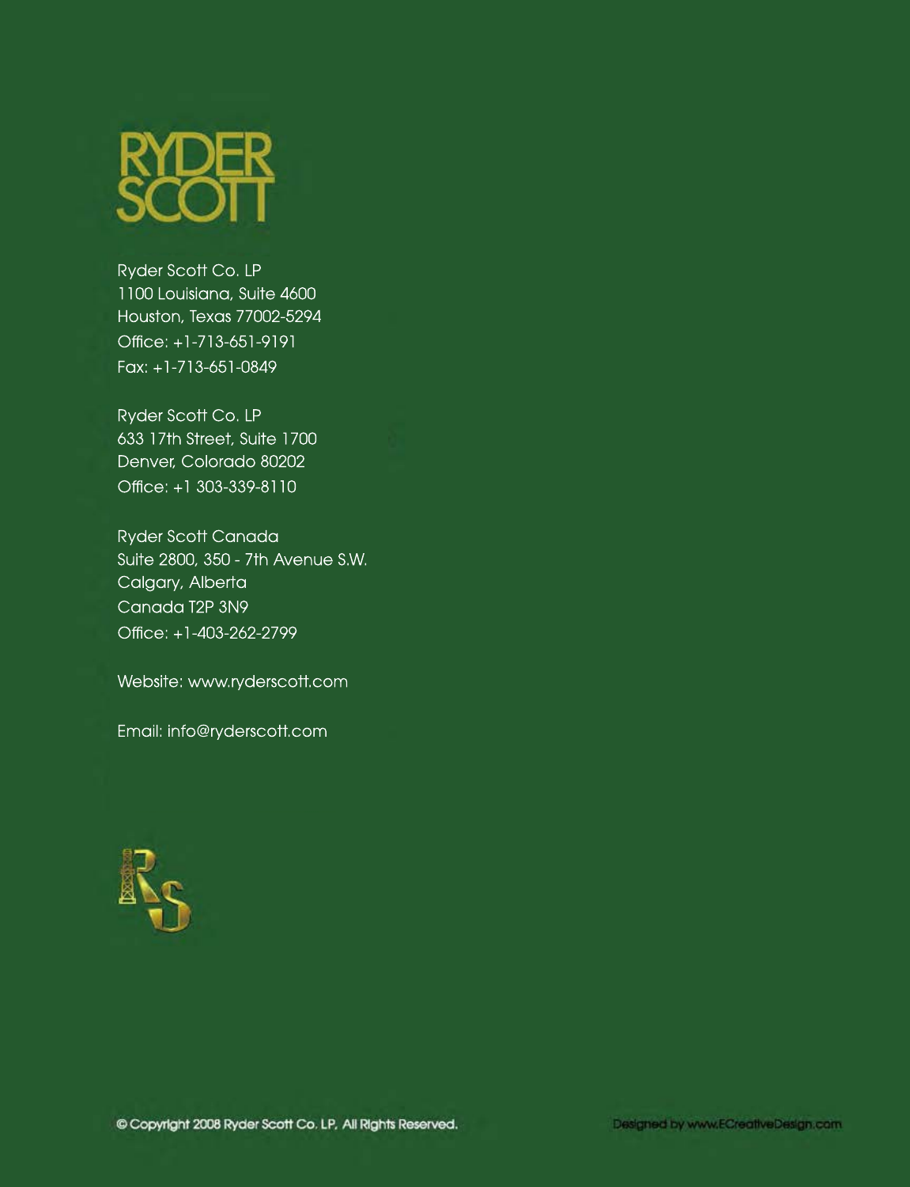RYDER SCOTT

Ryder Scott Co. LP
1100 Louisiana, Suite 4600
Houston, Texas 77002-5294
Office: +1-713-651-9191
Fax: +1-713-651-0849

Ryder Scott Co. LP
633 17th Street, Suite 1700
Denver, Colorado 80202
Office: +1 303-339-8110

Ryder Scott Canada
Suite 2800, 350 - 7th Avenue S.W.
Calgary, Alberta
Canada T2P 3N9
Office: +1-403-262-2799

Website: www.ryderscott.com

Email: info@ryderscott.com

© Copyright 2008 Ryder Scott Co. LP, All Rights Reserved.

Designed by www.ECreativeDesign.com